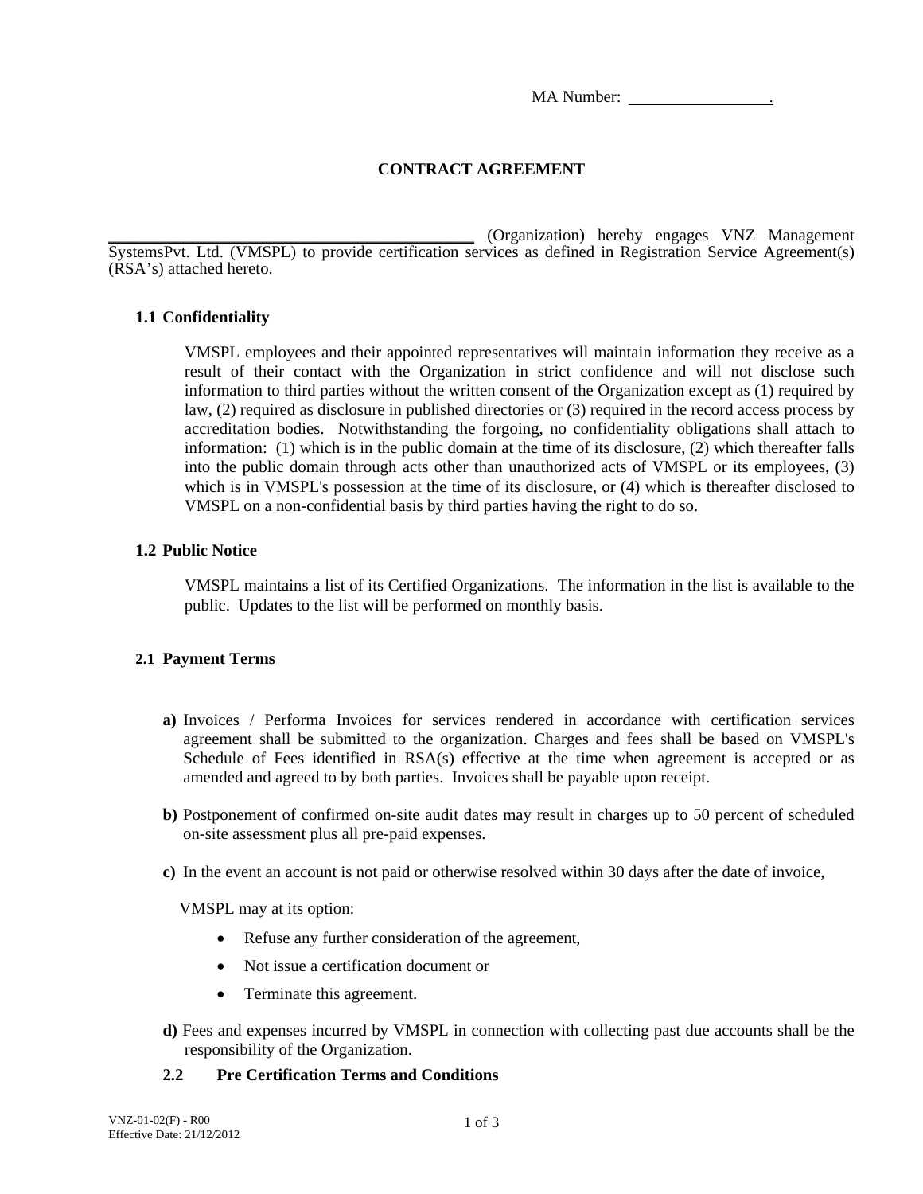MA Number: ________________.

# CONTRACT AGREEMENT

__________________________________________ (Organization) hereby engages VNZ Management SystemsPvt. Ltd. (VMSPL) to provide certification services as defined in Registration Service Agreement(s) (RSA's) attached hereto.

### 1.1 Confidentiality

VMSPL employees and their appointed representatives will maintain information they receive as a result of their contact with the Organization in strict confidence and will not disclose such information to third parties without the written consent of the Organization except as (1) required by law, (2) required as disclosure in published directories or (3) required in the record access process by accreditation bodies. Notwithstanding the forgoing, no confidentiality obligations shall attach to information: (1) which is in the public domain at the time of its disclosure, (2) which thereafter falls into the public domain through acts other than unauthorized acts of VMSPL or its employees, (3) which is in VMSPL's possession at the time of its disclosure, or (4) which is thereafter disclosed to VMSPL on a non-confidential basis by third parties having the right to do so.

### 1.2 Public Notice

VMSPL maintains a list of its Certified Organizations. The information in the list is available to the public. Updates to the list will be performed on monthly basis.

### 2.1 Payment Terms

**a)** Invoices / Performa Invoices for services rendered in accordance with certification services agreement shall be submitted to the organization. Charges and fees shall be based on VMSPL's Schedule of Fees identified in RSA(s) effective at the time when agreement is accepted or as amended and agreed to by both parties. Invoices shall be payable upon receipt.

**b)** Postponement of confirmed on-site audit dates may result in charges up to 50 percent of scheduled on-site assessment plus all pre-paid expenses.

**c)** In the event an account is not paid or otherwise resolved within 30 days after the date of invoice,

VMSPL may at its option:

- Refuse any further consideration of the agreement,
- Not issue a certification document or
- Terminate this agreement.

**d)** Fees and expenses incurred by VMSPL in connection with collecting past due accounts shall be the responsibility of the Organization.

### 2.2 Pre Certification Terms and Conditions

VNZ-01-02(F) - R00
Effective Date: 21/12/2012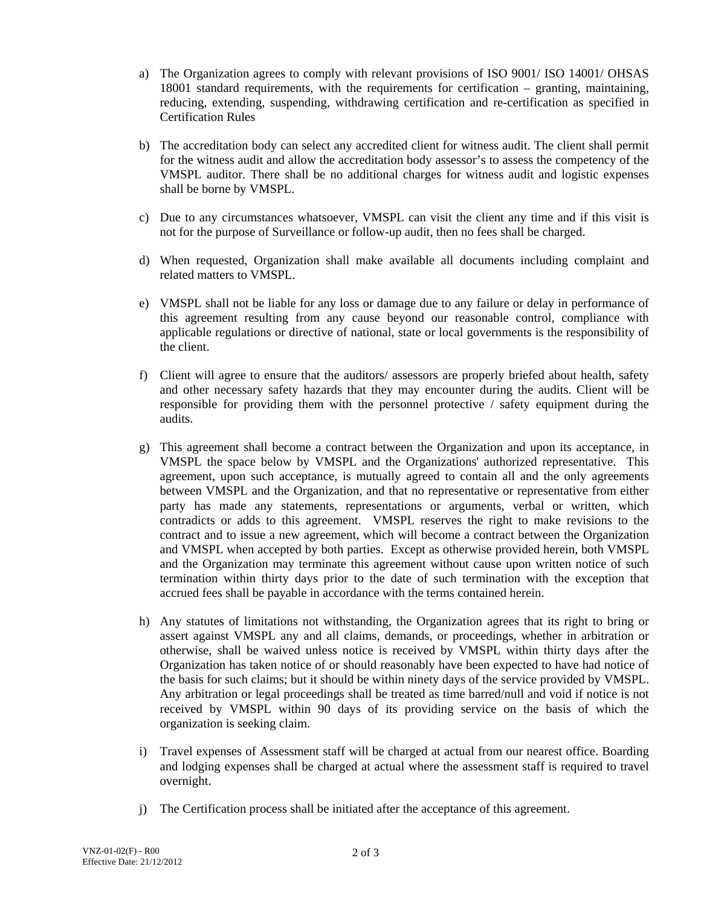a) The Organization agrees to comply with relevant provisions of ISO 9001/ ISO 14001/ OHSAS 18001 standard requirements, with the requirements for certification – granting, maintaining, reducing, extending, suspending, withdrawing certification and re-certification as specified in Certification Rules

b) The accreditation body can select any accredited client for witness audit. The client shall permit for the witness audit and allow the accreditation body assessor's to assess the competency of the VMSPL auditor. There shall be no additional charges for witness audit and logistic expenses shall be borne by VMSPL.

c) Due to any circumstances whatsoever, VMSPL can visit the client any time and if this visit is not for the purpose of Surveillance or follow-up audit, then no fees shall be charged.

d) When requested, Organization shall make available all documents including complaint and related matters to VMSPL.

e) VMSPL shall not be liable for any loss or damage due to any failure or delay in performance of this agreement resulting from any cause beyond our reasonable control, compliance with applicable regulations or directive of national, state or local governments is the responsibility of the client.

f) Client will agree to ensure that the auditors/ assessors are properly briefed about health, safety and other necessary safety hazards that they may encounter during the audits. Client will be responsible for providing them with the personnel protective / safety equipment during the audits.

g) This agreement shall become a contract between the Organization and upon its acceptance, in VMSPL the space below by VMSPL and the Organizations' authorized representative. This agreement, upon such acceptance, is mutually agreed to contain all and the only agreements between VMSPL and the Organization, and that no representative or representative from either party has made any statements, representations or arguments, verbal or written, which contradicts or adds to this agreement. VMSPL reserves the right to make revisions to the contract and to issue a new agreement, which will become a contract between the Organization and VMSPL when accepted by both parties. Except as otherwise provided herein, both VMSPL and the Organization may terminate this agreement without cause upon written notice of such termination within thirty days prior to the date of such termination with the exception that accrued fees shall be payable in accordance with the terms contained herein.

h) Any statutes of limitations not withstanding, the Organization agrees that its right to bring or assert against VMSPL any and all claims, demands, or proceedings, whether in arbitration or otherwise, shall be waived unless notice is received by VMSPL within thirty days after the Organization has taken notice of or should reasonably have been expected to have had notice of the basis for such claims; but it should be within ninety days of the service provided by VMSPL. Any arbitration or legal proceedings shall be treated as time barred/null and void if notice is not received by VMSPL within 90 days of its providing service on the basis of which the organization is seeking claim.

i) Travel expenses of Assessment staff will be charged at actual from our nearest office. Boarding and lodging expenses shall be charged at actual where the assessment staff is required to travel overnight.

j) The Certification process shall be initiated after the acceptance of this agreement.

VNZ-01-02(F) - R00
Effective Date: 21/12/2012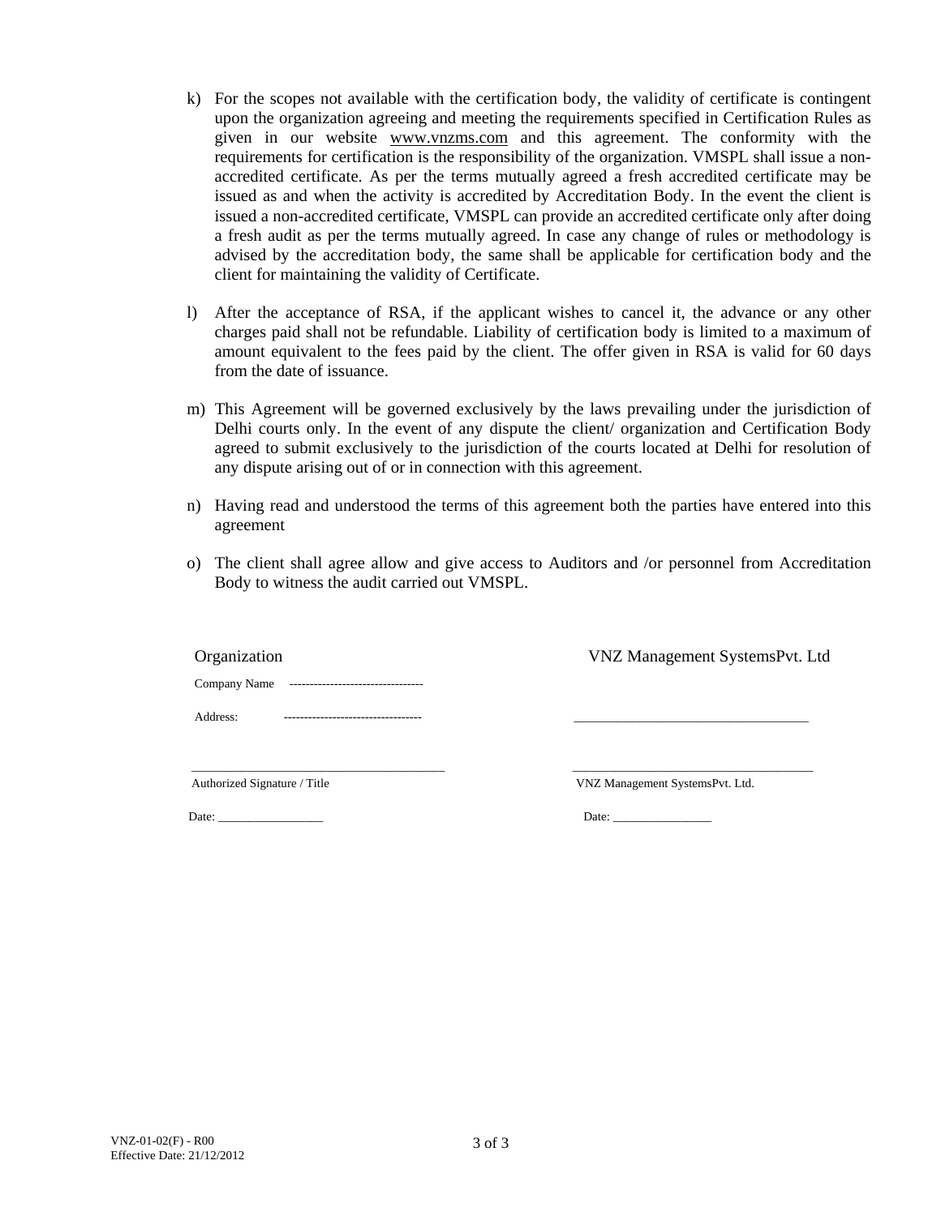k) For the scopes not available with the certification body, the validity of certificate is contingent upon the organization agreeing and meeting the requirements specified in Certification Rules as given in our website www.vnzms.com and this agreement. The conformity with the requirements for certification is the responsibility of the organization. VMSPL shall issue a non-accredited certificate. As per the terms mutually agreed a fresh accredited certificate may be issued as and when the activity is accredited by Accreditation Body. In the event the client is issued a non-accredited certificate, VMSPL can provide an accredited certificate only after doing a fresh audit as per the terms mutually agreed. In case any change of rules or methodology is advised by the accreditation body, the same shall be applicable for certification body and the client for maintaining the validity of Certificate.

l) After the acceptance of RSA, if the applicant wishes to cancel it, the advance or any other charges paid shall not be refundable. Liability of certification body is limited to a maximum of amount equivalent to the fees paid by the client. The offer given in RSA is valid for 60 days from the date of issuance.

m) This Agreement will be governed exclusively by the laws prevailing under the jurisdiction of Delhi courts only. In the event of any dispute the client/ organization and Certification Body agreed to submit exclusively to the jurisdiction of the courts located at Delhi for resolution of any dispute arising out of or in connection with this agreement.

n) Having read and understood the terms of this agreement both the parties have entered into this agreement

o) The client shall agree allow and give access to Auditors and /or personnel from Accreditation Body to witness the audit carried out VMSPL.

| Organization | VNZ Management SystemsPvt. Ltd |
|---|---|
| Company Name --------------------------------- | |
| Address: ---------------------------------- | ___________________________________ |
| _______________________________________ | ____________________________________ |
| Authorized Signature / Title | VNZ Management SystemsPvt. Ltd. |
| Date: _________________ | Date: ________________ |

VNZ-01-02(F) - R00
Effective Date: 21/12/2012